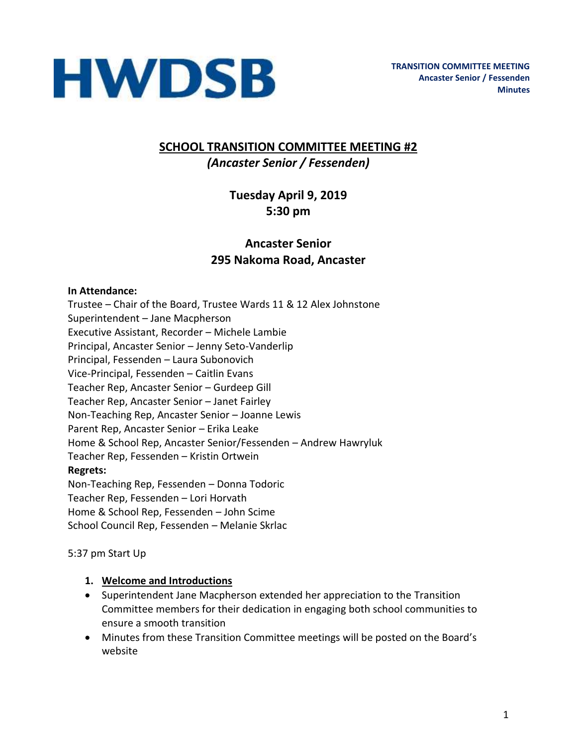HWDSB

**TRANSITION COMMITTEE MEETING**
**Ancaster Senior / Fessenden**
**Minutes**

# SCHOOL TRANSITION COMMITTEE MEETING #2
## *(Ancaster Senior / Fessenden)*

**Tuesday April 9, 2019**
**5:30 pm**

**Ancaster Senior**
**295 Nakoma Road, Ancaster**

**In Attendance:**
Trustee – Chair of the Board, Trustee Wards 11 & 12 Alex Johnstone
Superintendent – Jane Macpherson
Executive Assistant, Recorder – Michele Lambie
Principal, Ancaster Senior – Jenny Seto-Vanderlip
Principal, Fessenden – Laura Subonovich
Vice-Principal, Fessenden – Caitlin Evans
Teacher Rep, Ancaster Senior – Gurdeep Gill
Teacher Rep, Ancaster Senior – Janet Fairley
Non-Teaching Rep, Ancaster Senior – Joanne Lewis
Parent Rep, Ancaster Senior – Erika Leake
Home & School Rep, Ancaster Senior/Fessenden – Andrew Hawryluk
Teacher Rep, Fessenden – Kristin Ortwein
**Regrets:**
Non-Teaching Rep, Fessenden – Donna Todoric
Teacher Rep, Fessenden – Lori Horvath
Home & School Rep, Fessenden – John Scime
School Council Rep, Fessenden – Melanie Skrlac

5:37 pm Start Up

1. **Welcome and Introductions**

- Superintendent Jane Macpherson extended her appreciation to the Transition Committee members for their dedication in engaging both school communities to ensure a smooth transition
- Minutes from these Transition Committee meetings will be posted on the Board's website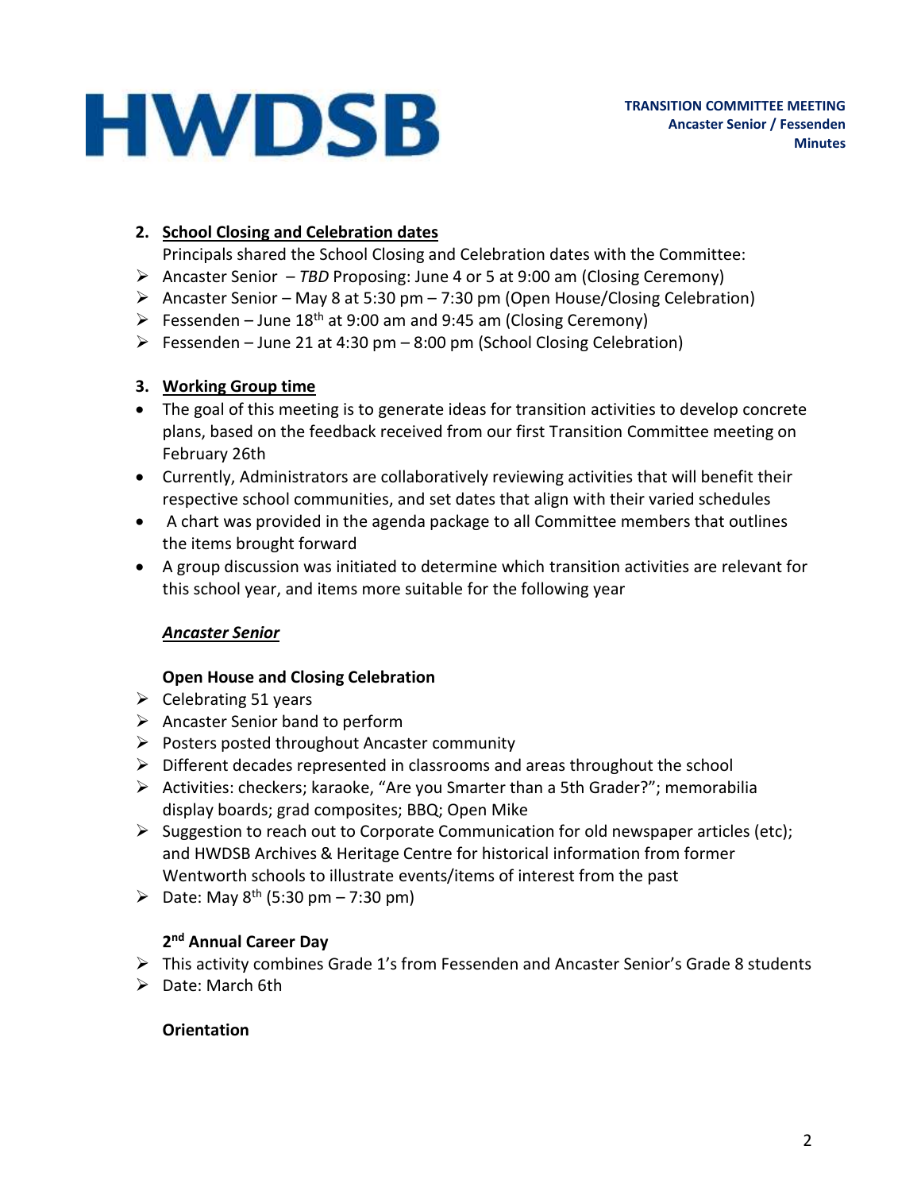2. **School Closing and Celebration dates**

   Principals shared the School Closing and Celebration dates with the Committee:

- Ancaster Senior – *TBD* Proposing: June 4 or 5 at 9:00 am (Closing Ceremony)
- Ancaster Senior – May 8 at 5:30 pm – 7:30 pm (Open House/Closing Celebration)
- Fessenden – June 18th at 9:00 am and 9:45 am (Closing Ceremony)
- Fessenden – June 21 at 4:30 pm – 8:00 pm (School Closing Celebration)

3. **Working Group time**

- The goal of this meeting is to generate ideas for transition activities to develop concrete plans, based on the feedback received from our first Transition Committee meeting on February 26th
- Currently, Administrators are collaboratively reviewing activities that will benefit their respective school communities, and set dates that align with their varied schedules
- A chart was provided in the agenda package to all Committee members that outlines the items brought forward
- A group discussion was initiated to determine which transition activities are relevant for this school year, and items more suitable for the following year

***Ancaster Senior***

**Open House and Closing Celebration**

- Celebrating 51 years
- Ancaster Senior band to perform
- Posters posted throughout Ancaster community
- Different decades represented in classrooms and areas throughout the school
- Activities: checkers; karaoke, "Are you Smarter than a 5th Grader?"; memorabilia display boards; grad composites; BBQ; Open Mike
- Suggestion to reach out to Corporate Communication for old newspaper articles (etc); and HWDSB Archives & Heritage Centre for historical information from former Wentworth schools to illustrate events/items of interest from the past
- Date: May 8th (5:30 pm – 7:30 pm)

**2nd Annual Career Day**

- This activity combines Grade 1's from Fessenden and Ancaster Senior's Grade 8 students
- Date: March 6th

**Orientation**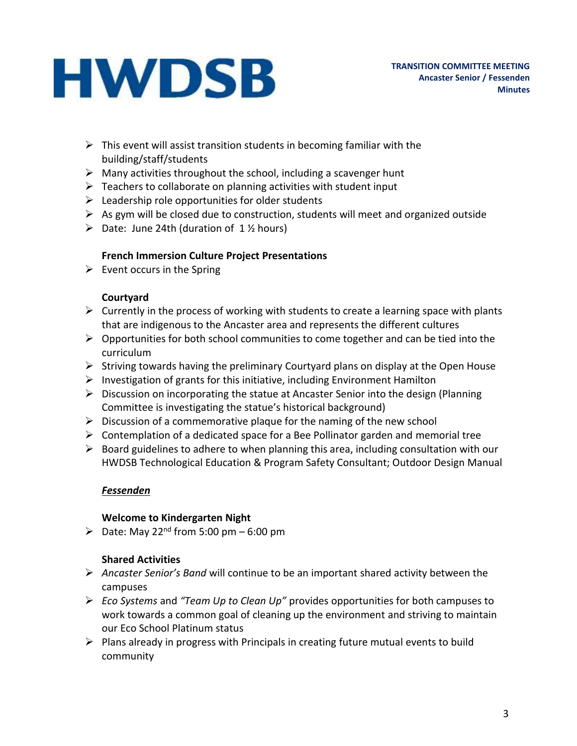- This event will assist transition students in becoming familiar with the building/staff/students
- Many activities throughout the school, including a scavenger hunt
- Teachers to collaborate on planning activities with student input
- Leadership role opportunities for older students
- As gym will be closed due to construction, students will meet and organized outside
- Date: June 24th (duration of 1 ½ hours)

**French Immersion Culture Project Presentations**

- Event occurs in the Spring

**Courtyard**

- Currently in the process of working with students to create a learning space with plants that are indigenous to the Ancaster area and represents the different cultures
- Opportunities for both school communities to come together and can be tied into the curriculum
- Striving towards having the preliminary Courtyard plans on display at the Open House
- Investigation of grants for this initiative, including Environment Hamilton
- Discussion on incorporating the statue at Ancaster Senior into the design (Planning Committee is investigating the statue's historical background)
- Discussion of a commemorative plaque for the naming of the new school
- Contemplation of a dedicated space for a Bee Pollinator garden and memorial tree
- Board guidelines to adhere to when planning this area, including consultation with our HWDSB Technological Education & Program Safety Consultant; Outdoor Design Manual

***Fessenden***

**Welcome to Kindergarten Night**

- Date: May 22nd from 5:00 pm – 6:00 pm

**Shared Activities**

- *Ancaster Senior's Band* will continue to be an important shared activity between the campuses
- *Eco Systems* and *"Team Up to Clean Up"* provides opportunities for both campuses to work towards a common goal of cleaning up the environment and striving to maintain our Eco School Platinum status
- Plans already in progress with Principals in creating future mutual events to build community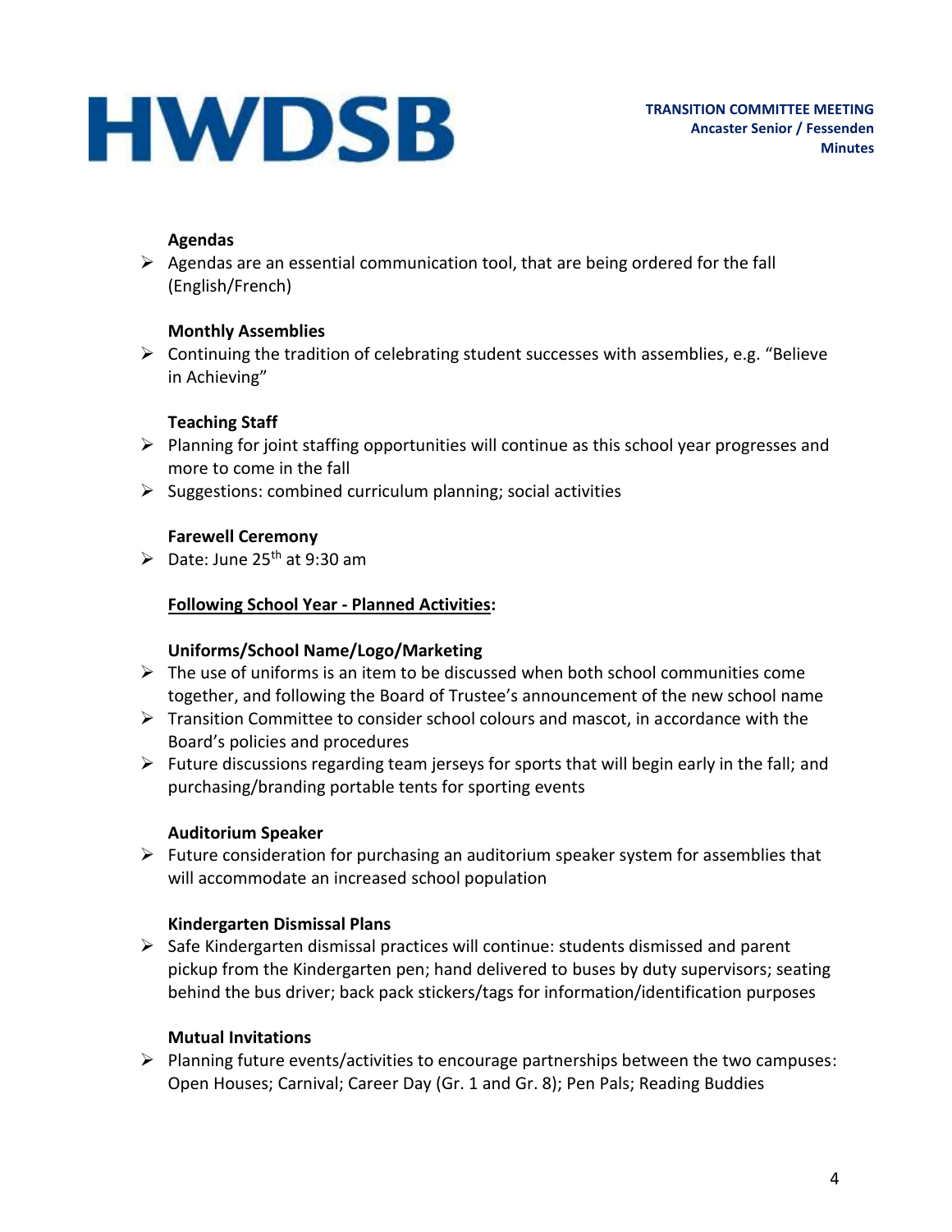**Agendas**

- Agendas are an essential communication tool, that are being ordered for the fall (English/French)

**Monthly Assemblies**

- Continuing the tradition of celebrating student successes with assemblies, e.g. "Believe in Achieving"

**Teaching Staff**

- Planning for joint staffing opportunities will continue as this school year progresses and more to come in the fall
- Suggestions: combined curriculum planning; social activities

**Farewell Ceremony**

- Date: June 25th at 9:30 am

**<u>Following School Year - Planned Activities</u>:**

**Uniforms/School Name/Logo/Marketing**

- The use of uniforms is an item to be discussed when both school communities come together, and following the Board of Trustee's announcement of the new school name
- Transition Committee to consider school colours and mascot, in accordance with the Board's policies and procedures
- Future discussions regarding team jerseys for sports that will begin early in the fall; and purchasing/branding portable tents for sporting events

**Auditorium Speaker**

- Future consideration for purchasing an auditorium speaker system for assemblies that will accommodate an increased school population

**Kindergarten Dismissal Plans**

- Safe Kindergarten dismissal practices will continue: students dismissed and parent pickup from the Kindergarten pen; hand delivered to buses by duty supervisors; seating behind the bus driver; back pack stickers/tags for information/identification purposes

**Mutual Invitations**

- Planning future events/activities to encourage partnerships between the two campuses: Open Houses; Carnival; Career Day (Gr. 1 and Gr. 8); Pen Pals; Reading Buddies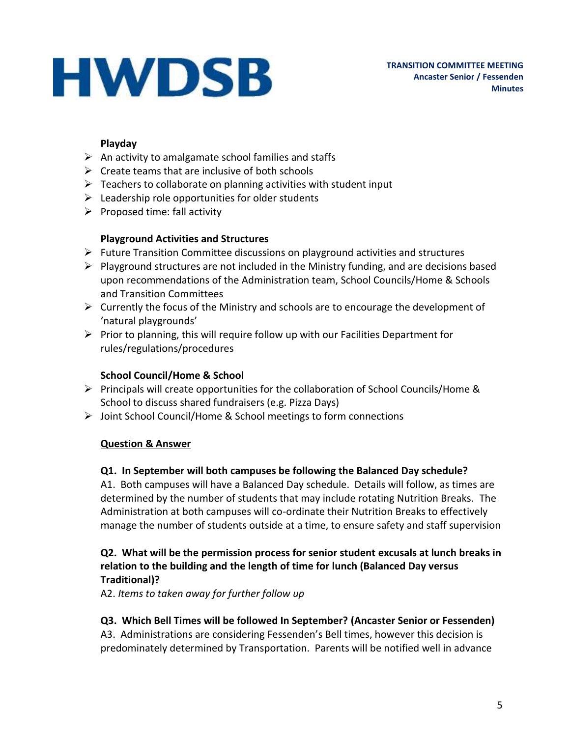**Playday**

- An activity to amalgamate school families and staffs
- Create teams that are inclusive of both schools
- Teachers to collaborate on planning activities with student input
- Leadership role opportunities for older students
- Proposed time: fall activity

**Playground Activities and Structures**

- Future Transition Committee discussions on playground activities and structures
- Playground structures are not included in the Ministry funding, and are decisions based upon recommendations of the Administration team, School Councils/Home & Schools and Transition Committees
- Currently the focus of the Ministry and schools are to encourage the development of 'natural playgrounds'
- Prior to planning, this will require follow up with our Facilities Department for rules/regulations/procedures

**School Council/Home & School**

- Principals will create opportunities for the collaboration of School Councils/Home & School to discuss shared fundraisers (e.g. Pizza Days)
- Joint School Council/Home & School meetings to form connections

**<u>Question & Answer</u>**

**Q1. In September will both campuses be following the Balanced Day schedule?**
A1. Both campuses will have a Balanced Day schedule. Details will follow, as times are determined by the number of students that may include rotating Nutrition Breaks. The Administration at both campuses will co-ordinate their Nutrition Breaks to effectively manage the number of students outside at a time, to ensure safety and staff supervision

**Q2. What will be the permission process for senior student excusals at lunch breaks in relation to the building and the length of time for lunch (Balanced Day versus Traditional)?**
A2. *Items to taken away for further follow up*

**Q3. Which Bell Times will be followed In September? (Ancaster Senior or Fessenden)**
A3. Administrations are considering Fessenden's Bell times, however this decision is predominately determined by Transportation. Parents will be notified well in advance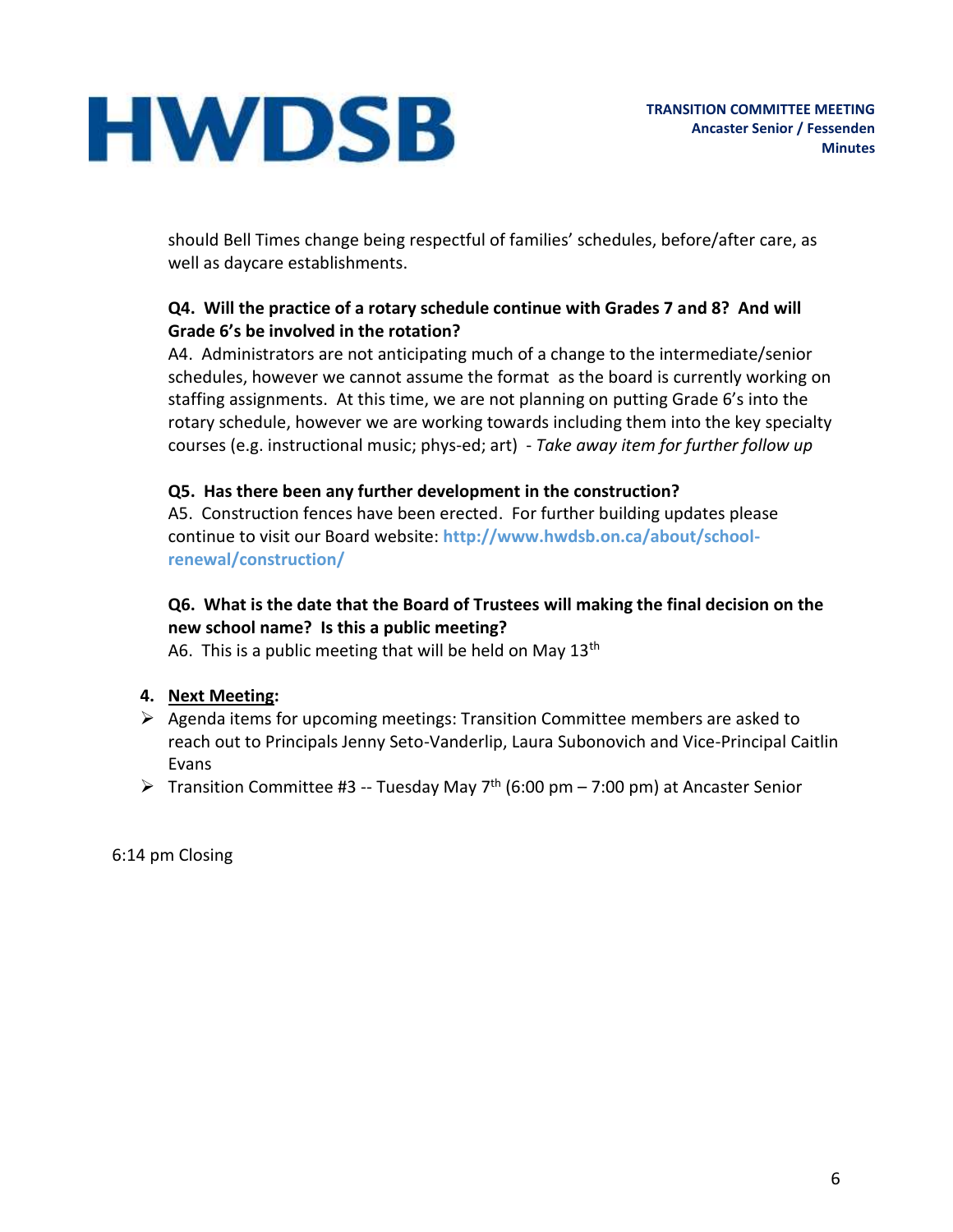should Bell Times change being respectful of families' schedules, before/after care, as well as daycare establishments.

**Q4. Will the practice of a rotary schedule continue with Grades 7 and 8? And will Grade 6's be involved in the rotation?**
A4. Administrators are not anticipating much of a change to the intermediate/senior schedules, however we cannot assume the format as the board is currently working on staffing assignments. At this time, we are not planning on putting Grade 6's into the rotary schedule, however we are working towards including them into the key specialty courses (e.g. instructional music; phys-ed; art) - *Take away item for further follow up*

**Q5. Has there been any further development in the construction?**
A5. Construction fences have been erected. For further building updates please continue to visit our Board website: **http://www.hwdsb.on.ca/about/school-renewal/construction/**

**Q6. What is the date that the Board of Trustees will making the final decision on the new school name? Is this a public meeting?**
A6. This is a public meeting that will be held on May 13th

4. <u>**Next Meeting**</u>**:**

- Agenda items for upcoming meetings: Transition Committee members are asked to reach out to Principals Jenny Seto-Vanderlip, Laura Subonovich and Vice-Principal Caitlin Evans
- Transition Committee #3 -- Tuesday May 7th (6:00 pm – 7:00 pm) at Ancaster Senior

6:14 pm Closing